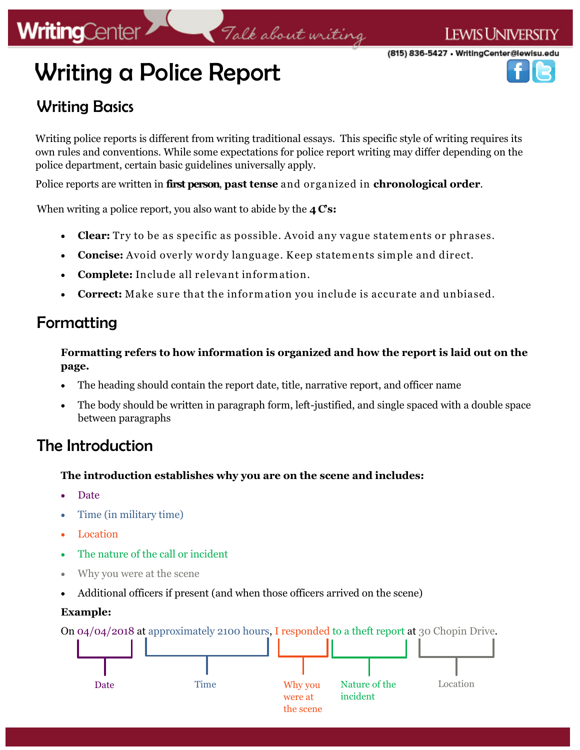# Writing a Police Report

## Writing Basics

Writing police reports is different from writing traditional essays. This specific style of writing requires its own rules and conventions. While some expectations for police report writing may differ depending on the police department, certain basic guidelines universally apply.

Police reports are written in **first person**, **past tense** and organized in **chronological order**.

When writing a police report, you also want to abide by the **4 C's:**

- **Clear:** Try to be as specific as possible. Avoid any vague statements or phrases.
- **Concise:** Avoid overly wordy language. Keep statements simple and direct.
- **Complete:** Include all relevant information.
- **Correct:** Make sure that the information you include is accurate and unbiased.

## Formatting

**Formatting refers to how information is organized and how the report is laid out on the page.**

- The heading should contain the report date, title, narrative report, and officer name
- The body should be written in paragraph form, left-justified, and single spaced with a double space between paragraphs

## The Introduction

**The introduction establishes why you are on the scene and includes:**

- Date
- Time (in military time)
- Location
- The nature of the call or incident
- Why you were at the scene
- Additional officers if present (and when those officers arrived on the scene)

**Example:**

On 04/04/2018 at approximately 2100 hours, I responded to a theft report at 30 Chopin Drive.

- 04/04/2018 — Date
- approximately 2100 hours — Time
- I responded — Why you were at the scene
- to a theft report — Nature of the incident
- 30 Chopin Drive — Location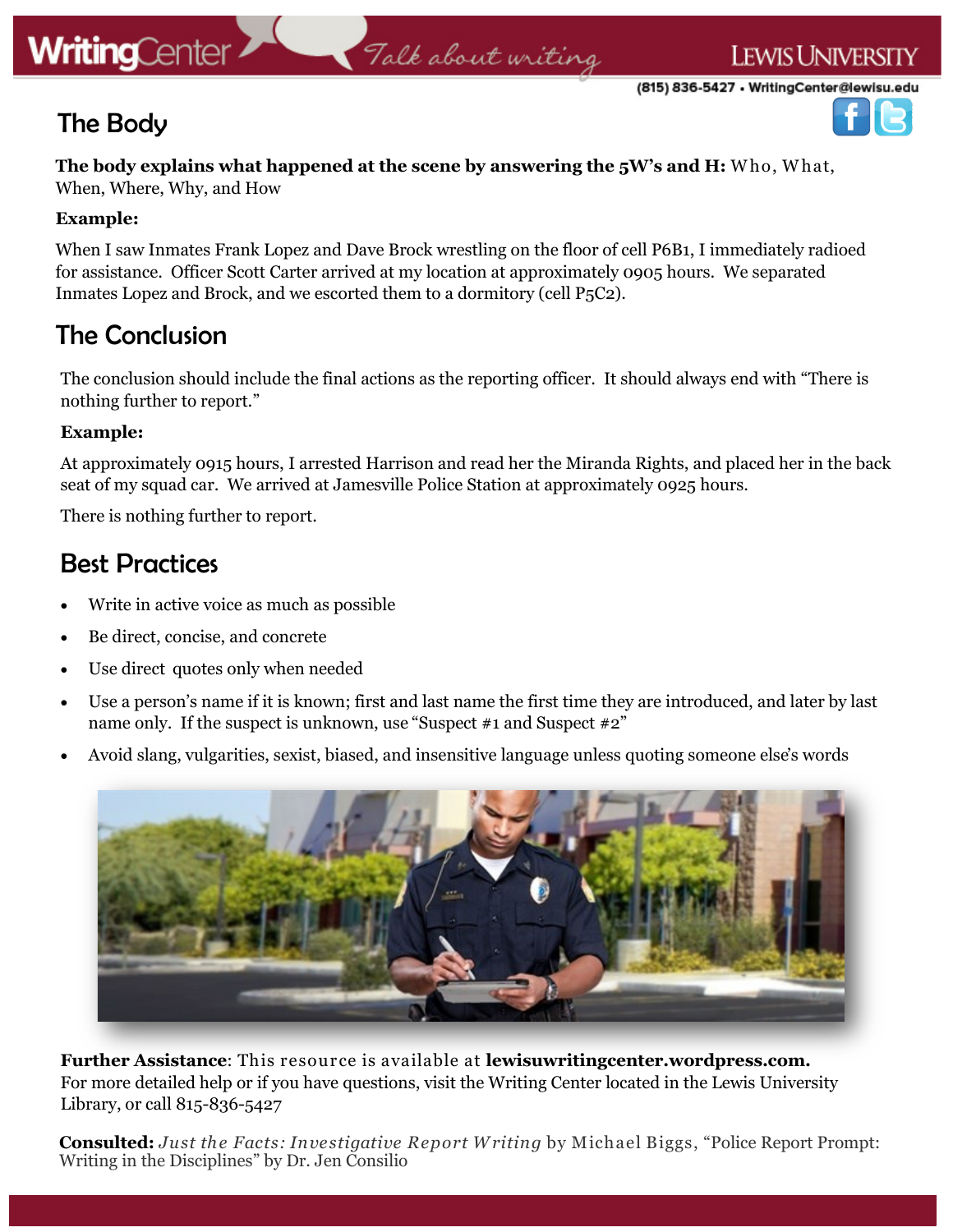## The Body

**The body explains what happened at the scene by answering the 5W's and H:** Who, What, When, Where, Why, and How

**Example:**

When I saw Inmates Frank Lopez and Dave Brock wrestling on the floor of cell P6B1, I immediately radioed for assistance. Officer Scott Carter arrived at my location at approximately 0905 hours. We separated Inmates Lopez and Brock, and we escorted them to a dormitory (cell P5C2).

## The Conclusion

The conclusion should include the final actions as the reporting officer. It should always end with "There is nothing further to report."

**Example:**

At approximately 0915 hours, I arrested Harrison and read her the Miranda Rights, and placed her in the back seat of my squad car. We arrived at Jamesville Police Station at approximately 0925 hours.

There is nothing further to report.

## Best Practices

- Write in active voice as much as possible
- Be direct, concise, and concrete
- Use direct quotes only when needed
- Use a person's name if it is known; first and last name the first time they are introduced, and later by last name only. If the suspect is unknown, use "Suspect #1 and Suspect #2"
- Avoid slang, vulgarities, sexist, biased, and insensitive language unless quoting someone else's words

**Further Assistance**: This resource is available at **lewisuwritingcenter.wordpress.com.** For more detailed help or if you have questions, visit the Writing Center located in the Lewis University Library, or call 815-836-5427

**Consulted:** *Just the Facts: Investigative Report Writing* by Michael Biggs, "Police Report Prompt: Writing in the Disciplines" by Dr. Jen Consilio